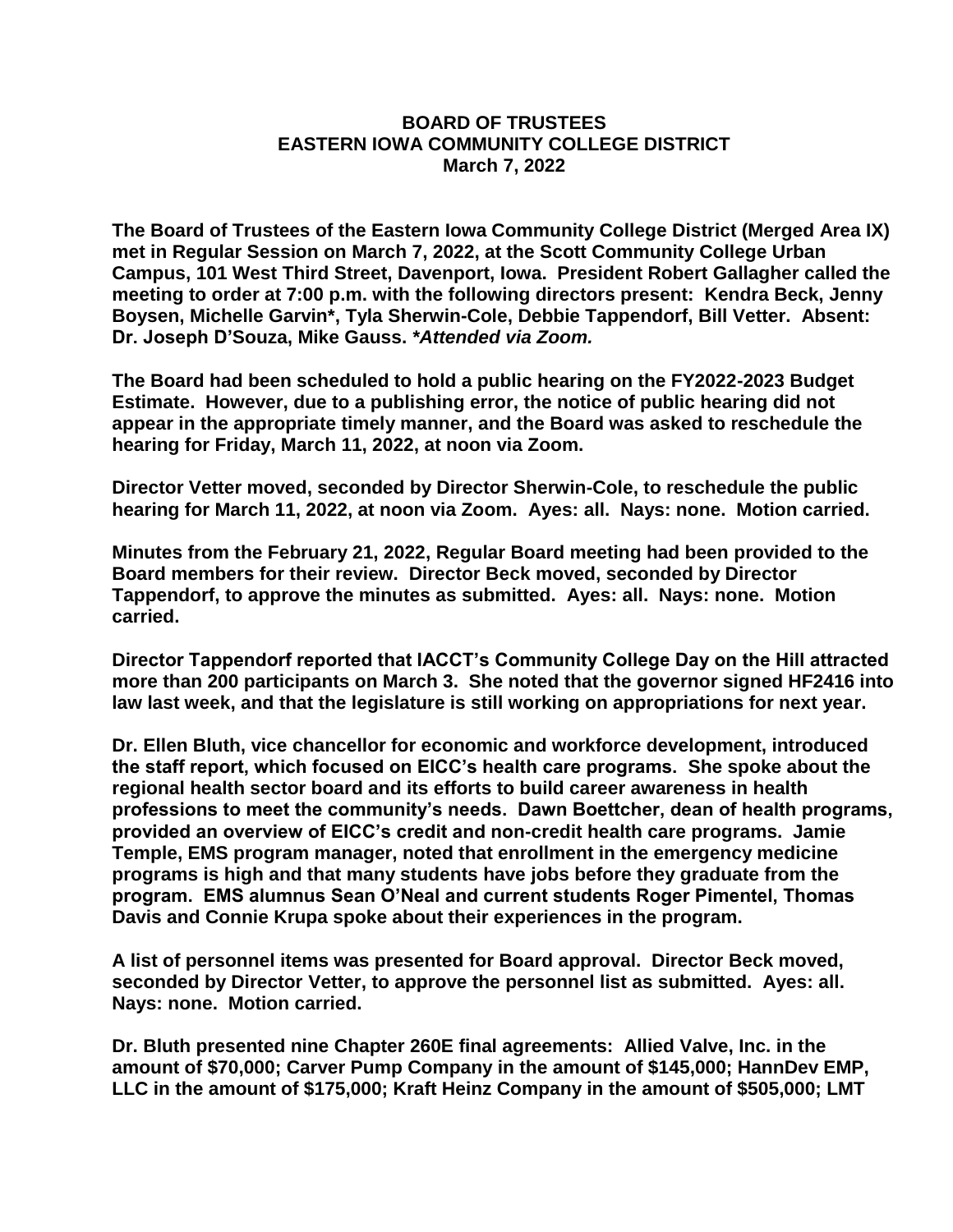# BOARD OF TRUSTEES
# EASTERN IOWA COMMUNITY COLLEGE DISTRICT
## March 7, 2022

**The Board of Trustees of the Eastern Iowa Community College District (Merged Area IX) met in Regular Session on March 7, 2022, at the Scott Community College Urban Campus, 101 West Third Street, Davenport, Iowa. President Robert Gallagher called the meeting to order at 7:00 p.m. with the following directors present: Kendra Beck, Jenny Boysen, Michelle Garvin*, Tyla Sherwin-Cole, Debbie Tappendorf, Bill Vetter. Absent: Dr. Joseph D'Souza, Mike Gauss. *Attended via Zoom.***

**The Board had been scheduled to hold a public hearing on the FY2022-2023 Budget Estimate. However, due to a publishing error, the notice of public hearing did not appear in the appropriate timely manner, and the Board was asked to reschedule the hearing for Friday, March 11, 2022, at noon via Zoom.**

**Director Vetter moved, seconded by Director Sherwin-Cole, to reschedule the public hearing for March 11, 2022, at noon via Zoom. Ayes: all. Nays: none. Motion carried.**

**Minutes from the February 21, 2022, Regular Board meeting had been provided to the Board members for their review. Director Beck moved, seconded by Director Tappendorf, to approve the minutes as submitted. Ayes: all. Nays: none. Motion carried.**

**Director Tappendorf reported that IACCT's Community College Day on the Hill attracted more than 200 participants on March 3. She noted that the governor signed HF2416 into law last week, and that the legislature is still working on appropriations for next year.**

**Dr. Ellen Bluth, vice chancellor for economic and workforce development, introduced the staff report, which focused on EICC's health care programs. She spoke about the regional health sector board and its efforts to build career awareness in health professions to meet the community's needs. Dawn Boettcher, dean of health programs, provided an overview of EICC's credit and non-credit health care programs. Jamie Temple, EMS program manager, noted that enrollment in the emergency medicine programs is high and that many students have jobs before they graduate from the program. EMS alumnus Sean O'Neal and current students Roger Pimentel, Thomas Davis and Connie Krupa spoke about their experiences in the program.**

**A list of personnel items was presented for Board approval. Director Beck moved, seconded by Director Vetter, to approve the personnel list as submitted. Ayes: all. Nays: none. Motion carried.**

**Dr. Bluth presented nine Chapter 260E final agreements: Allied Valve, Inc. in the amount of $70,000; Carver Pump Company in the amount of $145,000; HannDev EMP, LLC in the amount of $175,000; Kraft Heinz Company in the amount of $505,000; LMT**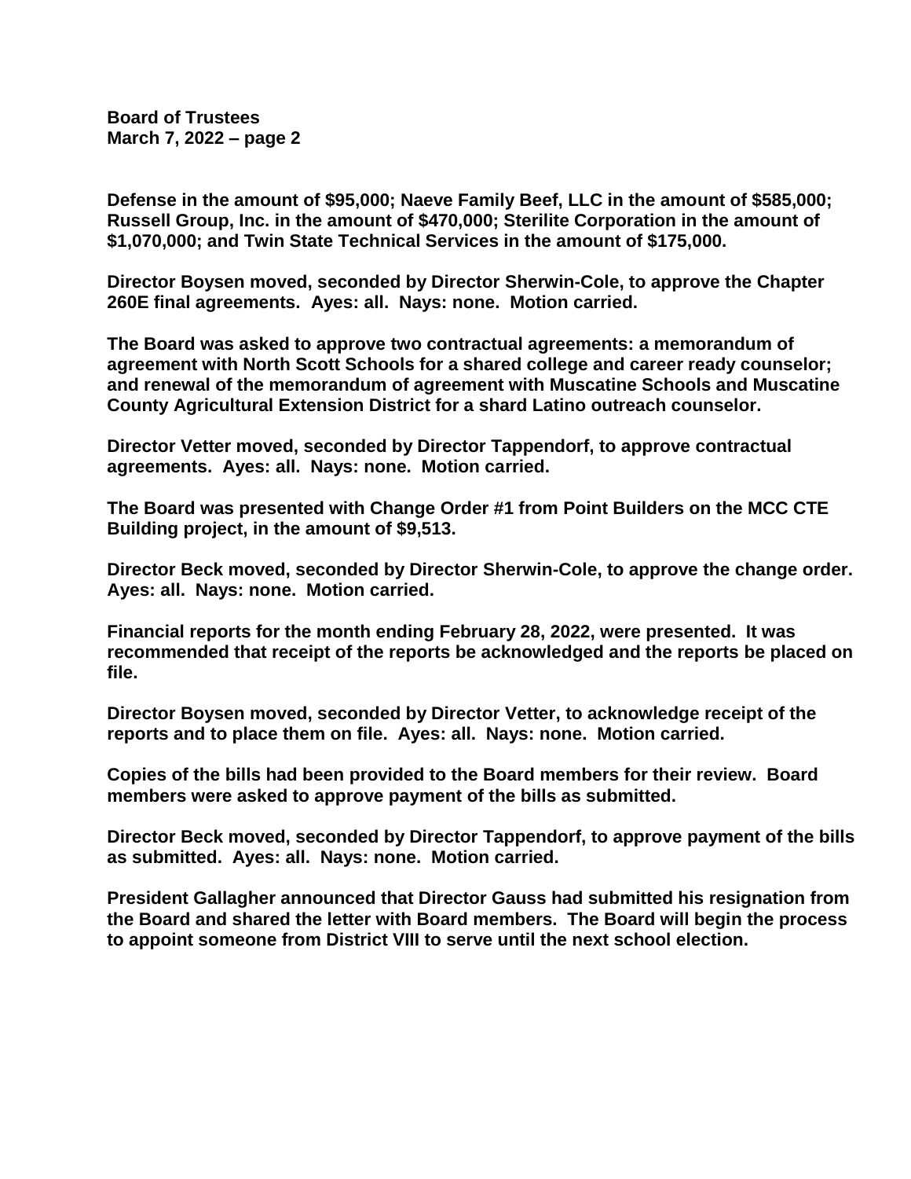**Defense in the amount of $95,000; Naeve Family Beef, LLC in the amount of $585,000; Russell Group, Inc. in the amount of $470,000; Sterilite Corporation in the amount of $1,070,000; and Twin State Technical Services in the amount of $175,000.**

**Director Boysen moved, seconded by Director Sherwin-Cole, to approve the Chapter 260E final agreements. Ayes: all. Nays: none. Motion carried.**

**The Board was asked to approve two contractual agreements: a memorandum of agreement with North Scott Schools for a shared college and career ready counselor; and renewal of the memorandum of agreement with Muscatine Schools and Muscatine County Agricultural Extension District for a shard Latino outreach counselor.**

**Director Vetter moved, seconded by Director Tappendorf, to approve contractual agreements. Ayes: all. Nays: none. Motion carried.**

**The Board was presented with Change Order #1 from Point Builders on the MCC CTE Building project, in the amount of $9,513.**

**Director Beck moved, seconded by Director Sherwin-Cole, to approve the change order. Ayes: all. Nays: none. Motion carried.**

**Financial reports for the month ending February 28, 2022, were presented. It was recommended that receipt of the reports be acknowledged and the reports be placed on file.**

**Director Boysen moved, seconded by Director Vetter, to acknowledge receipt of the reports and to place them on file. Ayes: all. Nays: none. Motion carried.**

**Copies of the bills had been provided to the Board members for their review. Board members were asked to approve payment of the bills as submitted.**

**Director Beck moved, seconded by Director Tappendorf, to approve payment of the bills as submitted. Ayes: all. Nays: none. Motion carried.**

**President Gallagher announced that Director Gauss had submitted his resignation from the Board and shared the letter with Board members. The Board will begin the process to appoint someone from District VIII to serve until the next school election.**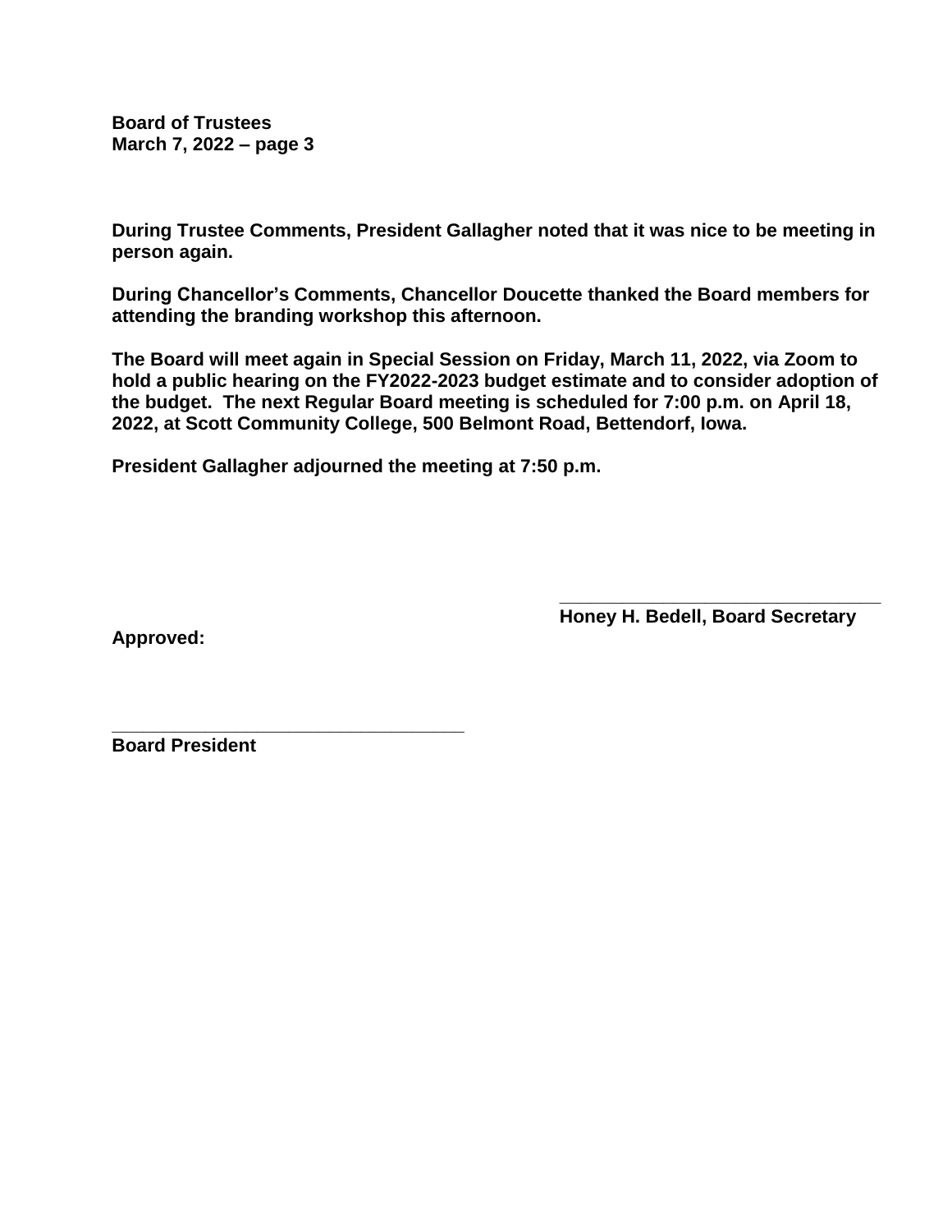During Trustee Comments, President Gallagher noted that it was nice to be meeting in person again.

During Chancellor's Comments, Chancellor Doucette thanked the Board members for attending the branding workshop this afternoon.

The Board will meet again in Special Session on Friday, March 11, 2022, via Zoom to hold a public hearing on the FY2022-2023 budget estimate and to consider adoption of the budget. The next Regular Board meeting is scheduled for 7:00 p.m. on April 18, 2022, at Scott Community College, 500 Belmont Road, Bettendorf, Iowa.

President Gallagher adjourned the meeting at 7:50 p.m.

\_\_\_\_\_\_\_\_\_\_\_\_\_\_\_\_\_\_\_\_\_\_\_\_\_\_\_\_\_\_\_\_
Honey H. Bedell, Board Secretary

Approved:

\_\_\_\_\_\_\_\_\_\_\_\_\_\_\_\_\_\_\_\_\_\_\_\_\_\_\_\_\_\_\_\_\_\_\_
Board President